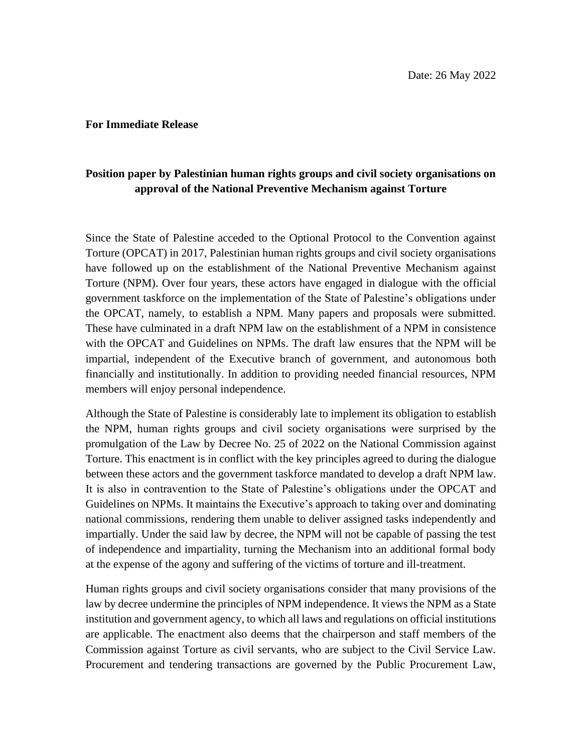Date: 26 May 2022

**For Immediate Release**

## Position paper by Palestinian human rights groups and civil society organisations on approval of the National Preventive Mechanism against Torture

Since the State of Palestine acceded to the Optional Protocol to the Convention against Torture (OPCAT) in 2017, Palestinian human rights groups and civil society organisations have followed up on the establishment of the National Preventive Mechanism against Torture (NPM). Over four years, these actors have engaged in dialogue with the official government taskforce on the implementation of the State of Palestine's obligations under the OPCAT, namely, to establish a NPM. Many papers and proposals were submitted. These have culminated in a draft NPM law on the establishment of a NPM in consistence with the OPCAT and Guidelines on NPMs. The draft law ensures that the NPM will be impartial, independent of the Executive branch of government, and autonomous both financially and institutionally. In addition to providing needed financial resources, NPM members will enjoy personal independence.

Although the State of Palestine is considerably late to implement its obligation to establish the NPM, human rights groups and civil society organisations were surprised by the promulgation of the Law by Decree No. 25 of 2022 on the National Commission against Torture. This enactment is in conflict with the key principles agreed to during the dialogue between these actors and the government taskforce mandated to develop a draft NPM law. It is also in contravention to the State of Palestine's obligations under the OPCAT and Guidelines on NPMs. It maintains the Executive's approach to taking over and dominating national commissions, rendering them unable to deliver assigned tasks independently and impartially. Under the said law by decree, the NPM will not be capable of passing the test of independence and impartiality, turning the Mechanism into an additional formal body at the expense of the agony and suffering of the victims of torture and ill-treatment.

Human rights groups and civil society organisations consider that many provisions of the law by decree undermine the principles of NPM independence. It views the NPM as a State institution and government agency, to which all laws and regulations on official institutions are applicable. The enactment also deems that the chairperson and staff members of the Commission against Torture as civil servants, who are subject to the Civil Service Law. Procurement and tendering transactions are governed by the Public Procurement Law,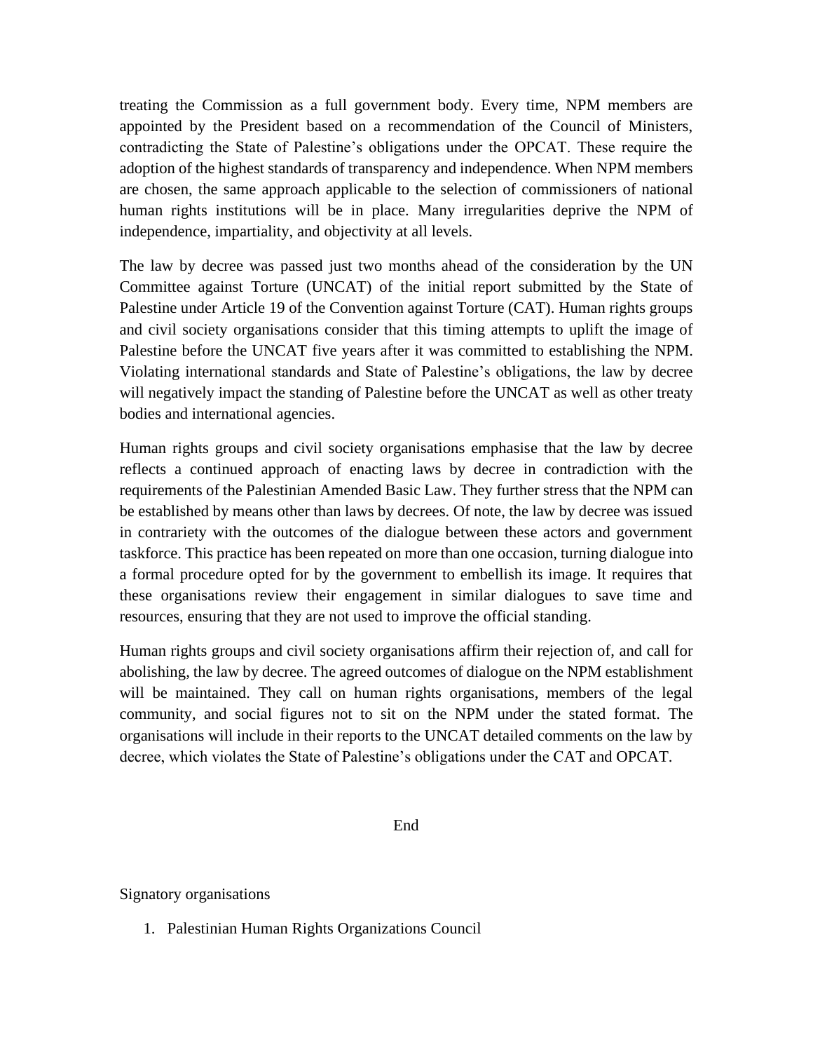treating the Commission as a full government body. Every time, NPM members are appointed by the President based on a recommendation of the Council of Ministers, contradicting the State of Palestine's obligations under the OPCAT. These require the adoption of the highest standards of transparency and independence. When NPM members are chosen, the same approach applicable to the selection of commissioners of national human rights institutions will be in place. Many irregularities deprive the NPM of independence, impartiality, and objectivity at all levels.

The law by decree was passed just two months ahead of the consideration by the UN Committee against Torture (UNCAT) of the initial report submitted by the State of Palestine under Article 19 of the Convention against Torture (CAT). Human rights groups and civil society organisations consider that this timing attempts to uplift the image of Palestine before the UNCAT five years after it was committed to establishing the NPM. Violating international standards and State of Palestine's obligations, the law by decree will negatively impact the standing of Palestine before the UNCAT as well as other treaty bodies and international agencies.

Human rights groups and civil society organisations emphasise that the law by decree reflects a continued approach of enacting laws by decree in contradiction with the requirements of the Palestinian Amended Basic Law. They further stress that the NPM can be established by means other than laws by decrees. Of note, the law by decree was issued in contrariety with the outcomes of the dialogue between these actors and government taskforce. This practice has been repeated on more than one occasion, turning dialogue into a formal procedure opted for by the government to embellish its image. It requires that these organisations review their engagement in similar dialogues to save time and resources, ensuring that they are not used to improve the official standing.

Human rights groups and civil society organisations affirm their rejection of, and call for abolishing, the law by decree. The agreed outcomes of dialogue on the NPM establishment will be maintained. They call on human rights organisations, members of the legal community, and social figures not to sit on the NPM under the stated format. The organisations will include in their reports to the UNCAT detailed comments on the law by decree, which violates the State of Palestine's obligations under the CAT and OPCAT.

End

Signatory organisations

1. Palestinian Human Rights Organizations Council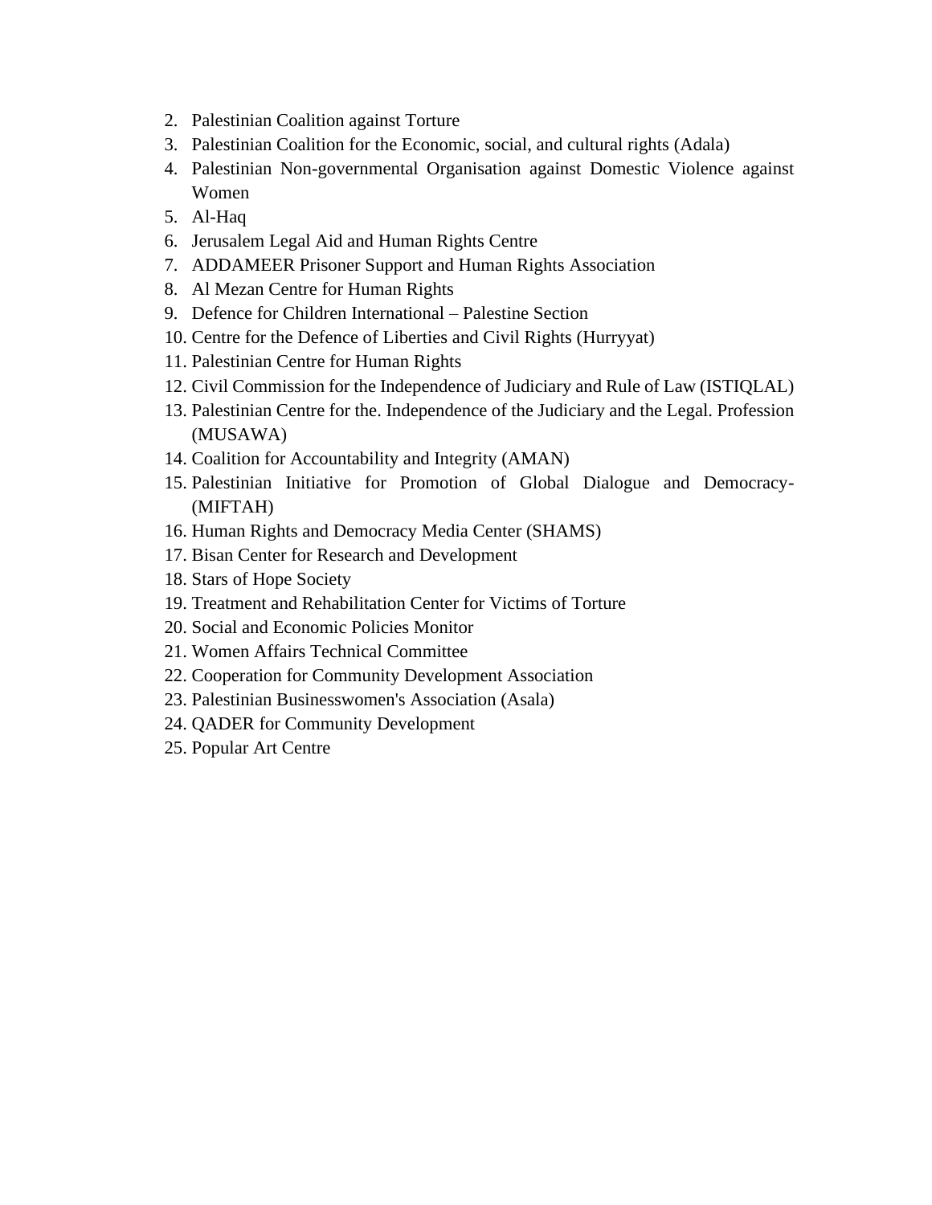2. Palestinian Coalition against Torture
3. Palestinian Coalition for the Economic, social, and cultural rights (Adala)
4. Palestinian Non-governmental Organisation against Domestic Violence against Women
5. Al-Haq
6. Jerusalem Legal Aid and Human Rights Centre
7. ADDAMEER Prisoner Support and Human Rights Association
8. Al Mezan Centre for Human Rights
9. Defence for Children International – Palestine Section
10. Centre for the Defence of Liberties and Civil Rights (Hurryyat)
11. Palestinian Centre for Human Rights
12. Civil Commission for the Independence of Judiciary and Rule of Law (ISTIQLAL)
13. Palestinian Centre for the. Independence of the Judiciary and the Legal. Profession (MUSAWA)
14. Coalition for Accountability and Integrity (AMAN)
15. Palestinian Initiative for Promotion of Global Dialogue and Democracy- (MIFTAH)
16. Human Rights and Democracy Media Center (SHAMS)
17. Bisan Center for Research and Development
18. Stars of Hope Society
19. Treatment and Rehabilitation Center for Victims of Torture
20. Social and Economic Policies Monitor
21. Women Affairs Technical Committee
22. Cooperation for Community Development Association
23. Palestinian Businesswomen's Association (Asala)
24. QADER for Community Development
25. Popular Art Centre